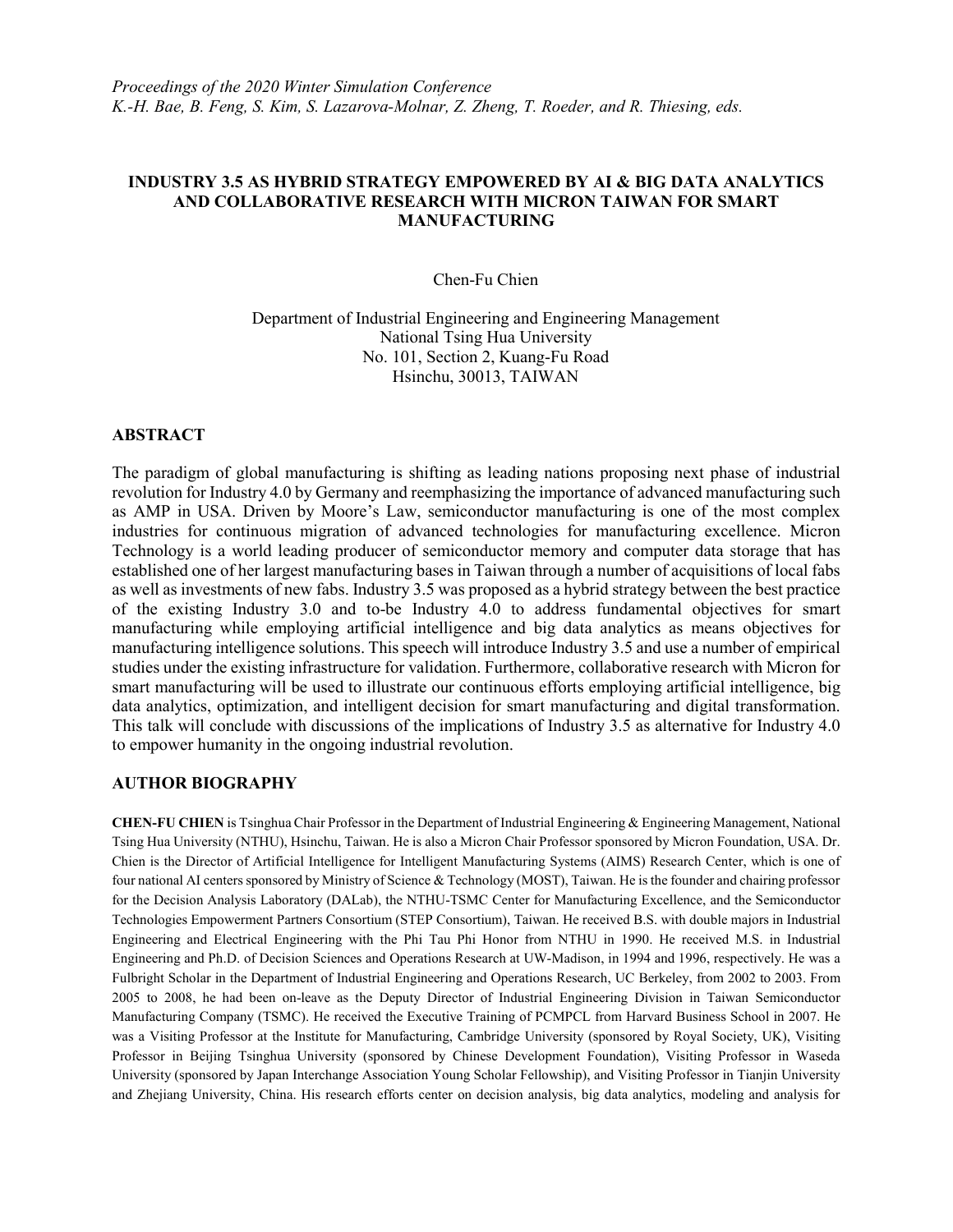*Proceedings of the 2020 Winter Simulation Conference*
*K.-H. Bae, B. Feng, S. Kim, S. Lazarova-Molnar, Z. Zheng, T. Roeder, and R. Thiesing, eds.*

# INDUSTRY 3.5 AS HYBRID STRATEGY EMPOWERED BY AI & BIG DATA ANALYTICS AND COLLABORATIVE RESEARCH WITH MICRON TAIWAN FOR SMART MANUFACTURING

Chen-Fu Chien

Department of Industrial Engineering and Engineering Management
National Tsing Hua University
No. 101, Section 2, Kuang-Fu Road
Hsinchu, 30013, TAIWAN

## ABSTRACT

The paradigm of global manufacturing is shifting as leading nations proposing next phase of industrial revolution for Industry 4.0 by Germany and reemphasizing the importance of advanced manufacturing such as AMP in USA. Driven by Moore's Law, semiconductor manufacturing is one of the most complex industries for continuous migration of advanced technologies for manufacturing excellence. Micron Technology is a world leading producer of semiconductor memory and computer data storage that has established one of her largest manufacturing bases in Taiwan through a number of acquisitions of local fabs as well as investments of new fabs. Industry 3.5 was proposed as a hybrid strategy between the best practice of the existing Industry 3.0 and to-be Industry 4.0 to address fundamental objectives for smart manufacturing while employing artificial intelligence and big data analytics as means objectives for manufacturing intelligence solutions. This speech will introduce Industry 3.5 and use a number of empirical studies under the existing infrastructure for validation. Furthermore, collaborative research with Micron for smart manufacturing will be used to illustrate our continuous efforts employing artificial intelligence, big data analytics, optimization, and intelligent decision for smart manufacturing and digital transformation. This talk will conclude with discussions of the implications of Industry 3.5 as alternative for Industry 4.0 to empower humanity in the ongoing industrial revolution.

## AUTHOR BIOGRAPHY

**CHEN-FU CHIEN** is Tsinghua Chair Professor in the Department of Industrial Engineering & Engineering Management, National Tsing Hua University (NTHU), Hsinchu, Taiwan. He is also a Micron Chair Professor sponsored by Micron Foundation, USA. Dr. Chien is the Director of Artificial Intelligence for Intelligent Manufacturing Systems (AIMS) Research Center, which is one of four national AI centers sponsored by Ministry of Science & Technology (MOST), Taiwan. He is the founder and chairing professor for the Decision Analysis Laboratory (DALab), the NTHU-TSMC Center for Manufacturing Excellence, and the Semiconductor Technologies Empowerment Partners Consortium (STEP Consortium), Taiwan. He received B.S. with double majors in Industrial Engineering and Electrical Engineering with the Phi Tau Phi Honor from NTHU in 1990. He received M.S. in Industrial Engineering and Ph.D. of Decision Sciences and Operations Research at UW-Madison, in 1994 and 1996, respectively. He was a Fulbright Scholar in the Department of Industrial Engineering and Operations Research, UC Berkeley, from 2002 to 2003. From 2005 to 2008, he had been on-leave as the Deputy Director of Industrial Engineering Division in Taiwan Semiconductor Manufacturing Company (TSMC). He received the Executive Training of PCMPCL from Harvard Business School in 2007. He was a Visiting Professor at the Institute for Manufacturing, Cambridge University (sponsored by Royal Society, UK), Visiting Professor in Beijing Tsinghua University (sponsored by Chinese Development Foundation), Visiting Professor in Waseda University (sponsored by Japan Interchange Association Young Scholar Fellowship), and Visiting Professor in Tianjin University and Zhejiang University, China. His research efforts center on decision analysis, big data analytics, modeling and analysis for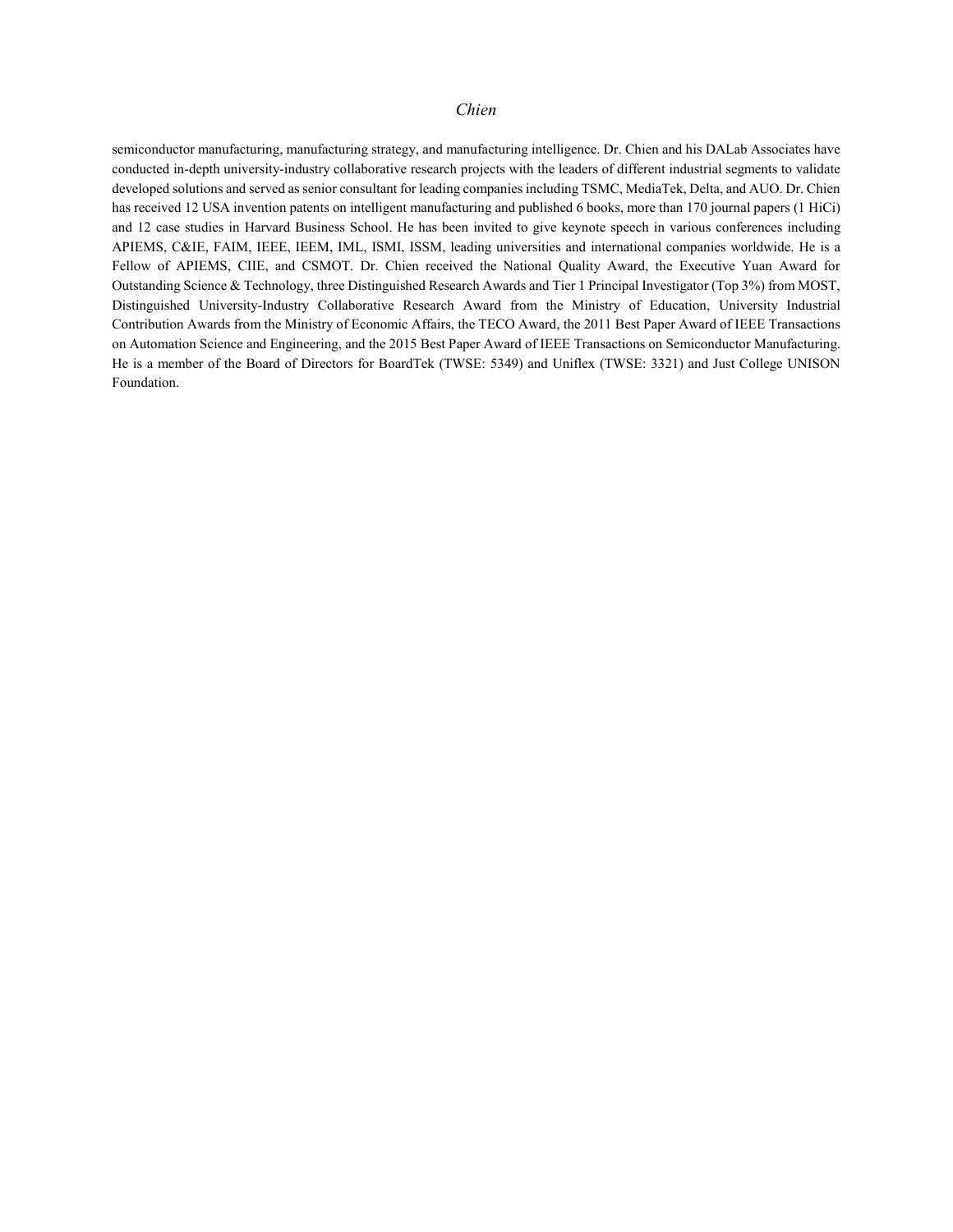semiconductor manufacturing, manufacturing strategy, and manufacturing intelligence. Dr. Chien and his DALab Associates have conducted in-depth university-industry collaborative research projects with the leaders of different industrial segments to validate developed solutions and served as senior consultant for leading companies including TSMC, MediaTek, Delta, and AUO. Dr. Chien has received 12 USA invention patents on intelligent manufacturing and published 6 books, more than 170 journal papers (1 HiCi) and 12 case studies in Harvard Business School. He has been invited to give keynote speech in various conferences including APIEMS, C&IE, FAIM, IEEE, IEEM, IML, ISMI, ISSM, leading universities and international companies worldwide. He is a Fellow of APIEMS, CIIE, and CSMOT. Dr. Chien received the National Quality Award, the Executive Yuan Award for Outstanding Science & Technology, three Distinguished Research Awards and Tier 1 Principal Investigator (Top 3%) from MOST, Distinguished University-Industry Collaborative Research Award from the Ministry of Education, University Industrial Contribution Awards from the Ministry of Economic Affairs, the TECO Award, the 2011 Best Paper Award of IEEE Transactions on Automation Science and Engineering, and the 2015 Best Paper Award of IEEE Transactions on Semiconductor Manufacturing. He is a member of the Board of Directors for BoardTek (TWSE: 5349) and Uniflex (TWSE: 3321) and Just College UNISON Foundation.